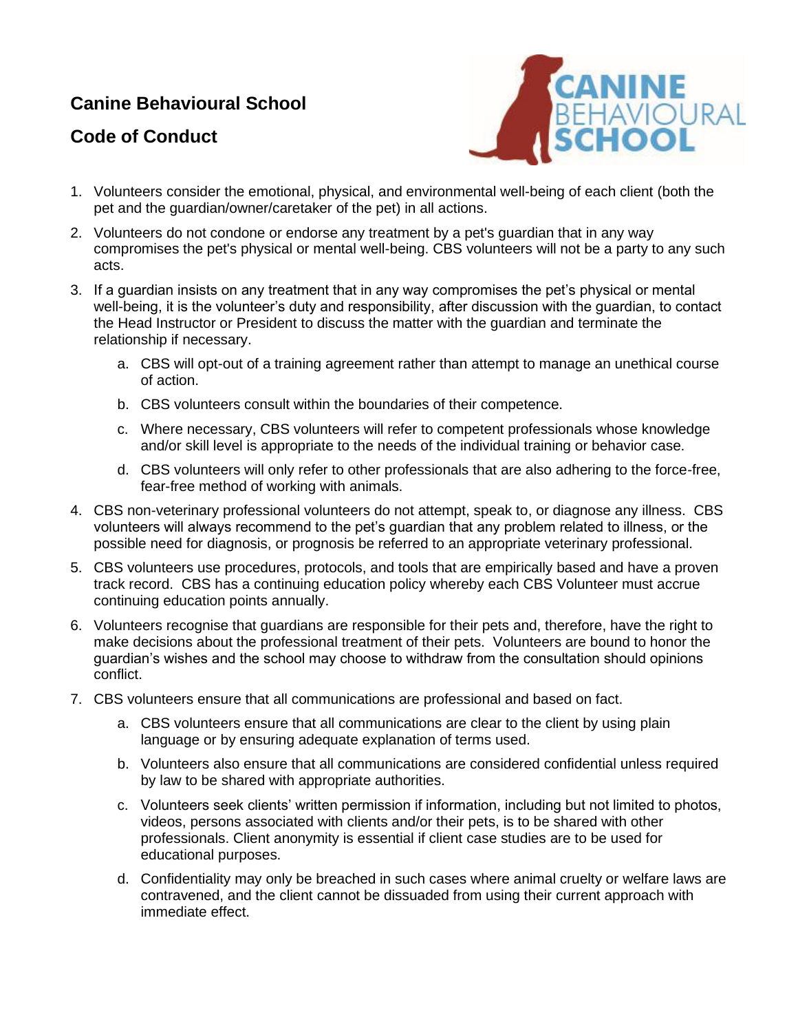## Canine Behavioural School

## Code of Conduct

1. Volunteers consider the emotional, physical, and environmental well-being of each client (both the pet and the guardian/owner/caretaker of the pet) in all actions.
2. Volunteers do not condone or endorse any treatment by a pet's guardian that in any way compromises the pet's physical or mental well-being. CBS volunteers will not be a party to any such acts.
3. If a guardian insists on any treatment that in any way compromises the pet's physical or mental well-being, it is the volunteer's duty and responsibility, after discussion with the guardian, to contact the Head Instructor or President to discuss the matter with the guardian and terminate the relationship if necessary.
    a. CBS will opt-out of a training agreement rather than attempt to manage an unethical course of action.
    b. CBS volunteers consult within the boundaries of their competence.
    c. Where necessary, CBS volunteers will refer to competent professionals whose knowledge and/or skill level is appropriate to the needs of the individual training or behavior case.
    d. CBS volunteers will only refer to other professionals that are also adhering to the force-free, fear-free method of working with animals.
4. CBS non-veterinary professional volunteers do not attempt, speak to, or diagnose any illness. CBS volunteers will always recommend to the pet's guardian that any problem related to illness, or the possible need for diagnosis, or prognosis be referred to an appropriate veterinary professional.
5. CBS volunteers use procedures, protocols, and tools that are empirically based and have a proven track record. CBS has a continuing education policy whereby each CBS Volunteer must accrue continuing education points annually.
6. Volunteers recognise that guardians are responsible for their pets and, therefore, have the right to make decisions about the professional treatment of their pets. Volunteers are bound to honor the guardian's wishes and the school may choose to withdraw from the consultation should opinions conflict.
7. CBS volunteers ensure that all communications are professional and based on fact.
    a. CBS volunteers ensure that all communications are clear to the client by using plain language or by ensuring adequate explanation of terms used.
    b. Volunteers also ensure that all communications are considered confidential unless required by law to be shared with appropriate authorities.
    c. Volunteers seek clients' written permission if information, including but not limited to photos, videos, persons associated with clients and/or their pets, is to be shared with other professionals. Client anonymity is essential if client case studies are to be used for educational purposes.
    d. Confidentiality may only be breached in such cases where animal cruelty or welfare laws are contravened, and the client cannot be dissuaded from using their current approach with immediate effect.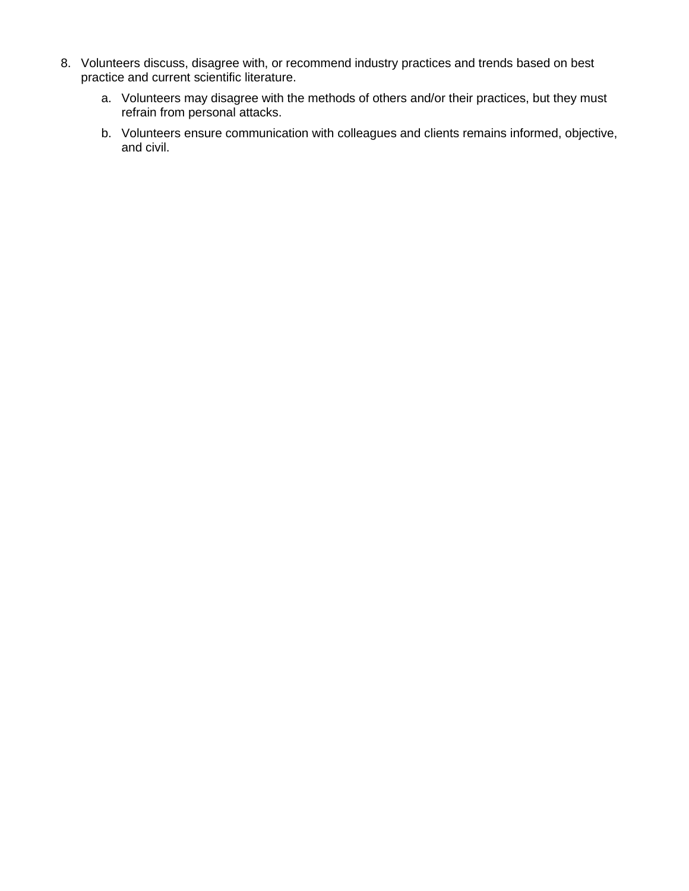8. Volunteers discuss, disagree with, or recommend industry practices and trends based on best practice and current scientific literature.
    a. Volunteers may disagree with the methods of others and/or their practices, but they must refrain from personal attacks.
    b. Volunteers ensure communication with colleagues and clients remains informed, objective, and civil.